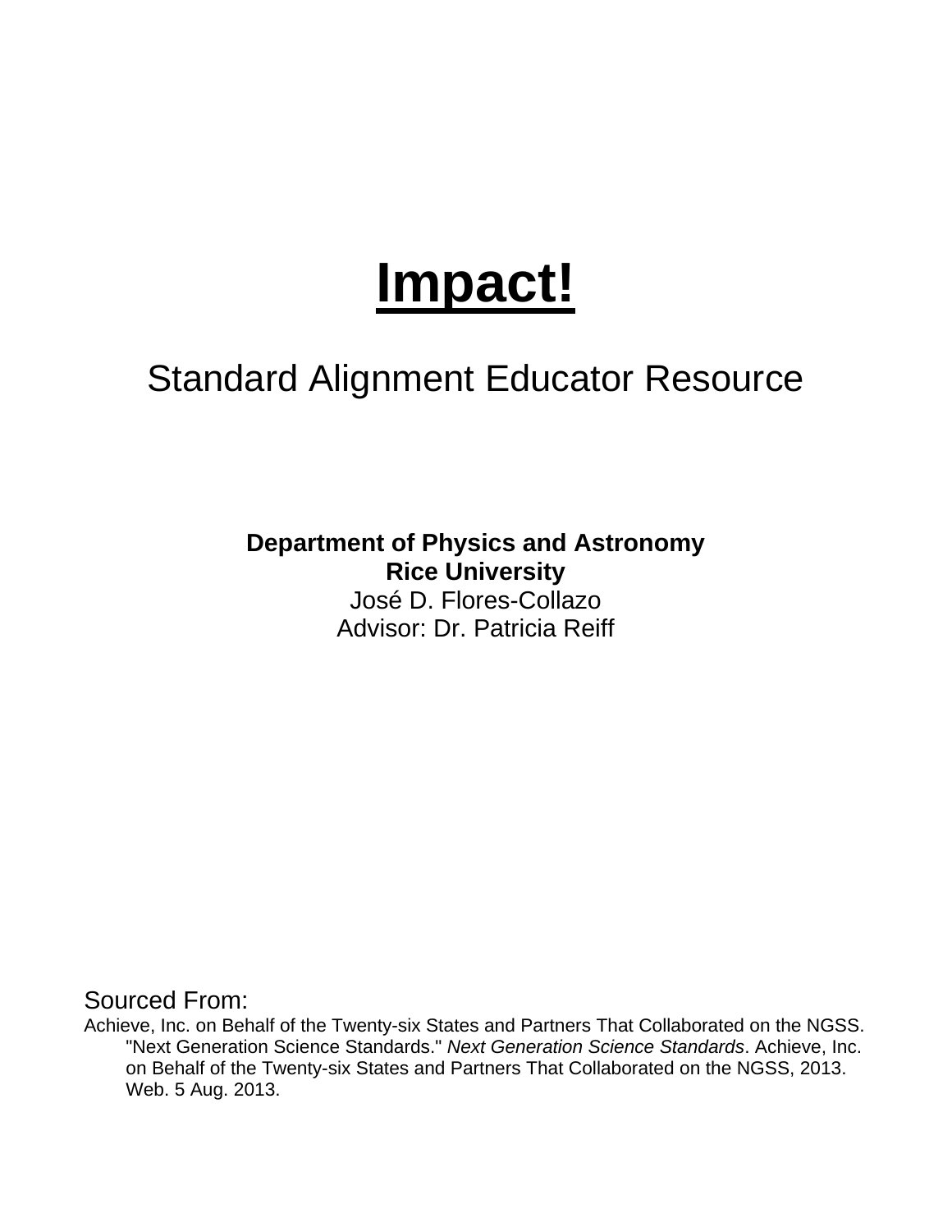# Impact!

## Standard Alignment Educator Resource

**Department of Physics and Astronomy**
**Rice University**
José D. Flores-Collazo
Advisor: Dr. Patricia Reiff

Sourced From:

Achieve, Inc. on Behalf of the Twenty-six States and Partners That Collaborated on the NGSS. "Next Generation Science Standards." *Next Generation Science Standards*. Achieve, Inc. on Behalf of the Twenty-six States and Partners That Collaborated on the NGSS, 2013. Web. 5 Aug. 2013.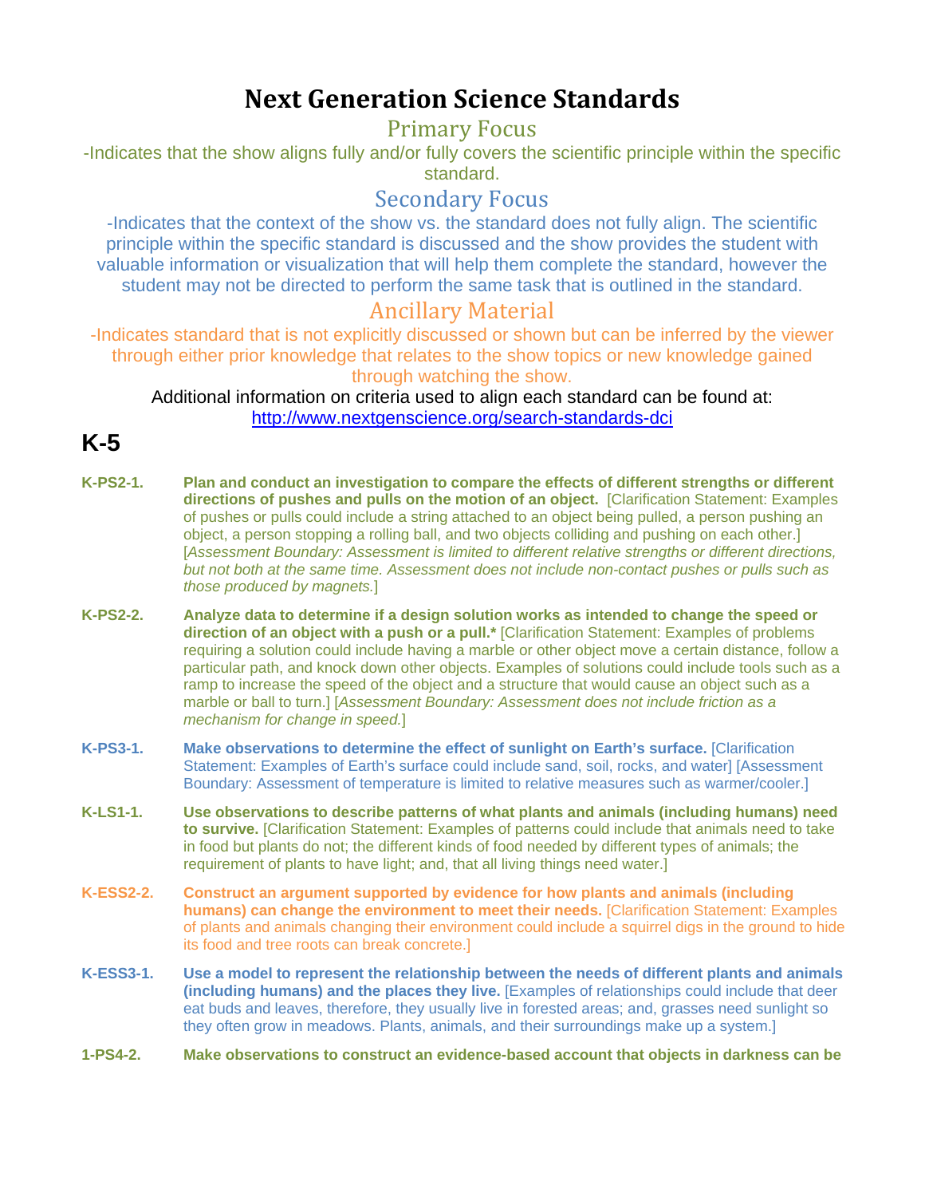# Next Generation Science Standards

## Primary Focus

-Indicates that the show aligns fully and/or fully covers the scientific principle within the specific standard.

## Secondary Focus

-Indicates that the context of the show vs. the standard does not fully align. The scientific principle within the specific standard is discussed and the show provides the student with valuable information or visualization that will help them complete the standard, however the student may not be directed to perform the same task that is outlined in the standard.

## Ancillary Material

-Indicates standard that is not explicitly discussed or shown but can be inferred by the viewer through either prior knowledge that relates to the show topics or new knowledge gained through watching the show.

Additional information on criteria used to align each standard can be found at: http://www.nextgenscience.org/search-standards-dci

# K-5

**K-PS2-1.** **Plan and conduct an investigation to compare the effects of different strengths or different directions of pushes and pulls on the motion of an object.** [Clarification Statement: Examples of pushes or pulls could include a string attached to an object being pulled, a person pushing an object, a person stopping a rolling ball, and two objects colliding and pushing on each other.] [*Assessment Boundary: Assessment is limited to different relative strengths or different directions, but not both at the same time. Assessment does not include non-contact pushes or pulls such as those produced by magnets.*]

**K-PS2-2.** **Analyze data to determine if a design solution works as intended to change the speed or direction of an object with a push or a pull.*** [Clarification Statement: Examples of problems requiring a solution could include having a marble or other object move a certain distance, follow a particular path, and knock down other objects. Examples of solutions could include tools such as a ramp to increase the speed of the object and a structure that would cause an object such as a marble or ball to turn.] [*Assessment Boundary: Assessment does not include friction as a mechanism for change in speed.*]

**K-PS3-1.** **Make observations to determine the effect of sunlight on Earth's surface.** [Clarification Statement: Examples of Earth's surface could include sand, soil, rocks, and water] [Assessment Boundary: Assessment of temperature is limited to relative measures such as warmer/cooler.]

**K-LS1-1.** **Use observations to describe patterns of what plants and animals (including humans) need to survive.** [Clarification Statement: Examples of patterns could include that animals need to take in food but plants do not; the different kinds of food needed by different types of animals; the requirement of plants to have light; and, that all living things need water.]

**K-ESS2-2.** **Construct an argument supported by evidence for how plants and animals (including humans) can change the environment to meet their needs.** [Clarification Statement: Examples of plants and animals changing their environment could include a squirrel digs in the ground to hide its food and tree roots can break concrete.]

**K-ESS3-1.** **Use a model to represent the relationship between the needs of different plants and animals (including humans) and the places they live.** [Examples of relationships could include that deer eat buds and leaves, therefore, they usually live in forested areas; and, grasses need sunlight so they often grow in meadows. Plants, animals, and their surroundings make up a system.]

**1-PS4-2.** **Make observations to construct an evidence-based account that objects in darkness can be**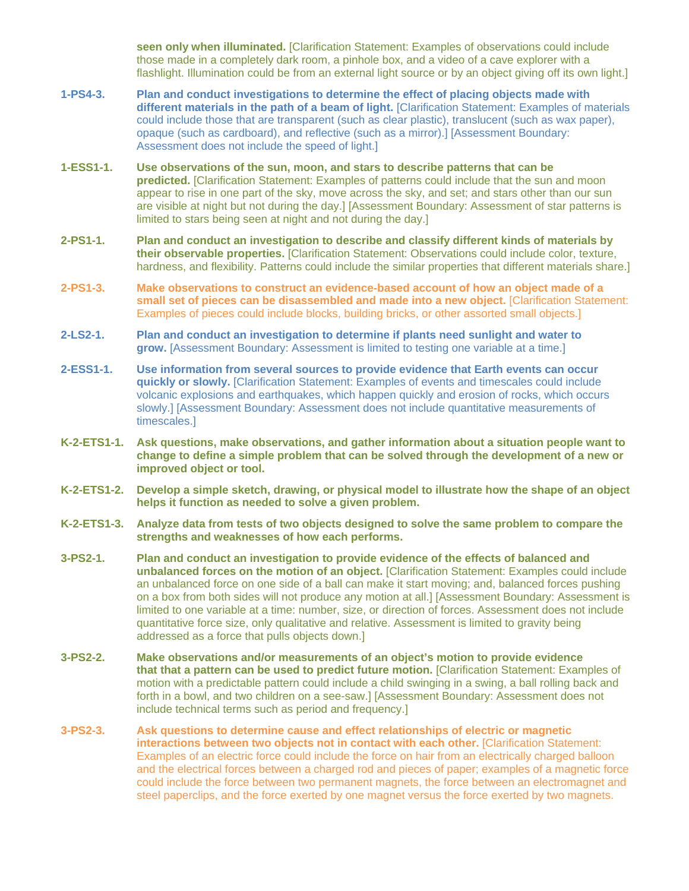**seen only when illuminated.** [Clarification Statement: Examples of observations could include those made in a completely dark room, a pinhole box, and a video of a cave explorer with a flashlight. Illumination could be from an external light source or by an object giving off its own light.]

**1-PS4-3.** **Plan and conduct investigations to determine the effect of placing objects made with different materials in the path of a beam of light.** [Clarification Statement: Examples of materials could include those that are transparent (such as clear plastic), translucent (such as wax paper), opaque (such as cardboard), and reflective (such as a mirror).] [Assessment Boundary: Assessment does not include the speed of light.]

**1-ESS1-1.** **Use observations of the sun, moon, and stars to describe patterns that can be predicted.** [Clarification Statement: Examples of patterns could include that the sun and moon appear to rise in one part of the sky, move across the sky, and set; and stars other than our sun are visible at night but not during the day.] [Assessment Boundary: Assessment of star patterns is limited to stars being seen at night and not during the day.]

**2-PS1-1.** **Plan and conduct an investigation to describe and classify different kinds of materials by their observable properties.** [Clarification Statement: Observations could include color, texture, hardness, and flexibility. Patterns could include the similar properties that different materials share.]

**2-PS1-3.** **Make observations to construct an evidence-based account of how an object made of a small set of pieces can be disassembled and made into a new object.** [Clarification Statement: Examples of pieces could include blocks, building bricks, or other assorted small objects.]

**2-LS2-1.** **Plan and conduct an investigation to determine if plants need sunlight and water to grow.** [Assessment Boundary: Assessment is limited to testing one variable at a time.]

**2-ESS1-1.** **Use information from several sources to provide evidence that Earth events can occur quickly or slowly.** [Clarification Statement: Examples of events and timescales could include volcanic explosions and earthquakes, which happen quickly and erosion of rocks, which occurs slowly.] [Assessment Boundary: Assessment does not include quantitative measurements of timescales.]

**K-2-ETS1-1.** **Ask questions, make observations, and gather information about a situation people want to change to define a simple problem that can be solved through the development of a new or improved object or tool.**

**K-2-ETS1-2.** **Develop a simple sketch, drawing, or physical model to illustrate how the shape of an object helps it function as needed to solve a given problem.**

**K-2-ETS1-3.** **Analyze data from tests of two objects designed to solve the same problem to compare the strengths and weaknesses of how each performs.**

**3-PS2-1.** **Plan and conduct an investigation to provide evidence of the effects of balanced and unbalanced forces on the motion of an object.** [Clarification Statement: Examples could include an unbalanced force on one side of a ball can make it start moving; and, balanced forces pushing on a box from both sides will not produce any motion at all.] [Assessment Boundary: Assessment is limited to one variable at a time: number, size, or direction of forces. Assessment does not include quantitative force size, only qualitative and relative. Assessment is limited to gravity being addressed as a force that pulls objects down.]

**3-PS2-2.** **Make observations and/or measurements of an object's motion to provide evidence that that a pattern can be used to predict future motion.** [Clarification Statement: Examples of motion with a predictable pattern could include a child swinging in a swing, a ball rolling back and forth in a bowl, and two children on a see-saw.] [Assessment Boundary: Assessment does not include technical terms such as period and frequency.]

**3-PS2-3.** **Ask questions to determine cause and effect relationships of electric or magnetic interactions between two objects not in contact with each other.** [Clarification Statement: Examples of an electric force could include the force on hair from an electrically charged balloon and the electrical forces between a charged rod and pieces of paper; examples of a magnetic force could include the force between two permanent magnets, the force between an electromagnet and steel paperclips, and the force exerted by one magnet versus the force exerted by two magnets.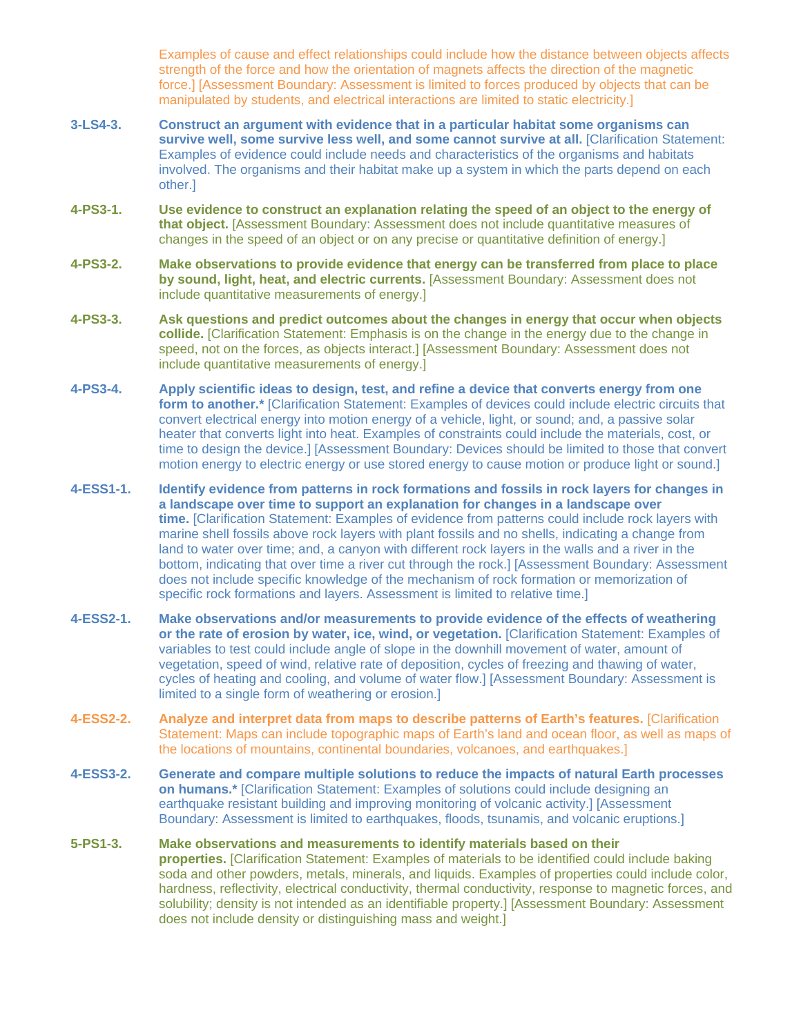Examples of cause and effect relationships could include how the distance between objects affects strength of the force and how the orientation of magnets affects the direction of the magnetic force.] [Assessment Boundary: Assessment is limited to forces produced by objects that can be manipulated by students, and electrical interactions are limited to static electricity.]

**3-LS4-3.** **Construct an argument with evidence that in a particular habitat some organisms can survive well, some survive less well, and some cannot survive at all.** [Clarification Statement: Examples of evidence could include needs and characteristics of the organisms and habitats involved. The organisms and their habitat make up a system in which the parts depend on each other.]

**4-PS3-1.** **Use evidence to construct an explanation relating the speed of an object to the energy of that object.** [Assessment Boundary: Assessment does not include quantitative measures of changes in the speed of an object or on any precise or quantitative definition of energy.]

**4-PS3-2.** **Make observations to provide evidence that energy can be transferred from place to place by sound, light, heat, and electric currents.** [Assessment Boundary: Assessment does not include quantitative measurements of energy.]

**4-PS3-3.** **Ask questions and predict outcomes about the changes in energy that occur when objects collide.** [Clarification Statement: Emphasis is on the change in the energy due to the change in speed, not on the forces, as objects interact.] [Assessment Boundary: Assessment does not include quantitative measurements of energy.]

**4-PS3-4.** **Apply scientific ideas to design, test, and refine a device that converts energy from one form to another.*** [Clarification Statement: Examples of devices could include electric circuits that convert electrical energy into motion energy of a vehicle, light, or sound; and, a passive solar heater that converts light into heat. Examples of constraints could include the materials, cost, or time to design the device.] [Assessment Boundary: Devices should be limited to those that convert motion energy to electric energy or use stored energy to cause motion or produce light or sound.]

**4-ESS1-1.** **Identify evidence from patterns in rock formations and fossils in rock layers for changes in a landscape over time to support an explanation for changes in a landscape over time.** [Clarification Statement: Examples of evidence from patterns could include rock layers with marine shell fossils above rock layers with plant fossils and no shells, indicating a change from land to water over time; and, a canyon with different rock layers in the walls and a river in the bottom, indicating that over time a river cut through the rock.] [Assessment Boundary: Assessment does not include specific knowledge of the mechanism of rock formation or memorization of specific rock formations and layers. Assessment is limited to relative time.]

**4-ESS2-1.** **Make observations and/or measurements to provide evidence of the effects of weathering or the rate of erosion by water, ice, wind, or vegetation.** [Clarification Statement: Examples of variables to test could include angle of slope in the downhill movement of water, amount of vegetation, speed of wind, relative rate of deposition, cycles of freezing and thawing of water, cycles of heating and cooling, and volume of water flow.] [Assessment Boundary: Assessment is limited to a single form of weathering or erosion.]

**4-ESS2-2.** **Analyze and interpret data from maps to describe patterns of Earth's features.** [Clarification Statement: Maps can include topographic maps of Earth's land and ocean floor, as well as maps of the locations of mountains, continental boundaries, volcanoes, and earthquakes.]

**4-ESS3-2.** **Generate and compare multiple solutions to reduce the impacts of natural Earth processes on humans.*** [Clarification Statement: Examples of solutions could include designing an earthquake resistant building and improving monitoring of volcanic activity.] [Assessment Boundary: Assessment is limited to earthquakes, floods, tsunamis, and volcanic eruptions.]

**5-PS1-3.** **Make observations and measurements to identify materials based on their properties.** [Clarification Statement: Examples of materials to be identified could include baking soda and other powders, metals, minerals, and liquids. Examples of properties could include color, hardness, reflectivity, electrical conductivity, thermal conductivity, response to magnetic forces, and solubility; density is not intended as an identifiable property.] [Assessment Boundary: Assessment does not include density or distinguishing mass and weight.]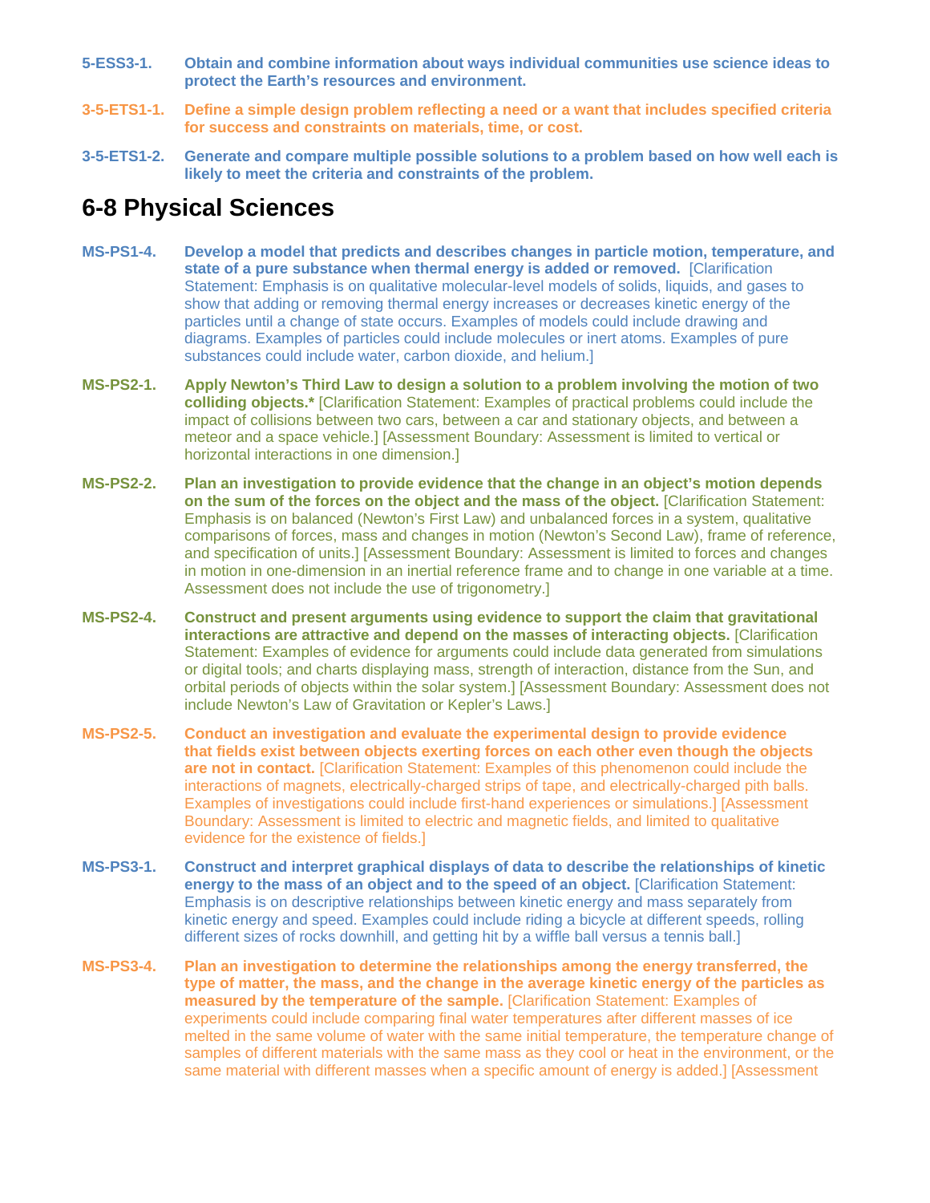**5-ESS3-1.** **Obtain and combine information about ways individual communities use science ideas to protect the Earth's resources and environment.**

**3-5-ETS1-1.** **Define a simple design problem reflecting a need or a want that includes specified criteria for success and constraints on materials, time, or cost.**

**3-5-ETS1-2.** **Generate and compare multiple possible solutions to a problem based on how well each is likely to meet the criteria and constraints of the problem.**

## 6-8 Physical Sciences

**MS-PS1-4.** **Develop a model that predicts and describes changes in particle motion, temperature, and state of a pure substance when thermal energy is added or removed.** [Clarification Statement: Emphasis is on qualitative molecular-level models of solids, liquids, and gases to show that adding or removing thermal energy increases or decreases kinetic energy of the particles until a change of state occurs. Examples of models could include drawing and diagrams. Examples of particles could include molecules or inert atoms. Examples of pure substances could include water, carbon dioxide, and helium.]

**MS-PS2-1.** **Apply Newton's Third Law to design a solution to a problem involving the motion of two colliding objects.*** [Clarification Statement: Examples of practical problems could include the impact of collisions between two cars, between a car and stationary objects, and between a meteor and a space vehicle.] [Assessment Boundary: Assessment is limited to vertical or horizontal interactions in one dimension.]

**MS-PS2-2.** **Plan an investigation to provide evidence that the change in an object's motion depends on the sum of the forces on the object and the mass of the object.** [Clarification Statement: Emphasis is on balanced (Newton's First Law) and unbalanced forces in a system, qualitative comparisons of forces, mass and changes in motion (Newton's Second Law), frame of reference, and specification of units.] [Assessment Boundary: Assessment is limited to forces and changes in motion in one-dimension in an inertial reference frame and to change in one variable at a time. Assessment does not include the use of trigonometry.]

**MS-PS2-4.** **Construct and present arguments using evidence to support the claim that gravitational interactions are attractive and depend on the masses of interacting objects.** [Clarification Statement: Examples of evidence for arguments could include data generated from simulations or digital tools; and charts displaying mass, strength of interaction, distance from the Sun, and orbital periods of objects within the solar system.] [Assessment Boundary: Assessment does not include Newton's Law of Gravitation or Kepler's Laws.]

**MS-PS2-5.** **Conduct an investigation and evaluate the experimental design to provide evidence that fields exist between objects exerting forces on each other even though the objects are not in contact.** [Clarification Statement: Examples of this phenomenon could include the interactions of magnets, electrically-charged strips of tape, and electrically-charged pith balls. Examples of investigations could include first-hand experiences or simulations.] [Assessment Boundary: Assessment is limited to electric and magnetic fields, and limited to qualitative evidence for the existence of fields.]

**MS-PS3-1.** **Construct and interpret graphical displays of data to describe the relationships of kinetic energy to the mass of an object and to the speed of an object.** [Clarification Statement: Emphasis is on descriptive relationships between kinetic energy and mass separately from kinetic energy and speed. Examples could include riding a bicycle at different speeds, rolling different sizes of rocks downhill, and getting hit by a wiffle ball versus a tennis ball.]

**MS-PS3-4.** **Plan an investigation to determine the relationships among the energy transferred, the type of matter, the mass, and the change in the average kinetic energy of the particles as measured by the temperature of the sample.** [Clarification Statement: Examples of experiments could include comparing final water temperatures after different masses of ice melted in the same volume of water with the same initial temperature, the temperature change of samples of different materials with the same mass as they cool or heat in the environment, or the same material with different masses when a specific amount of energy is added.] [Assessment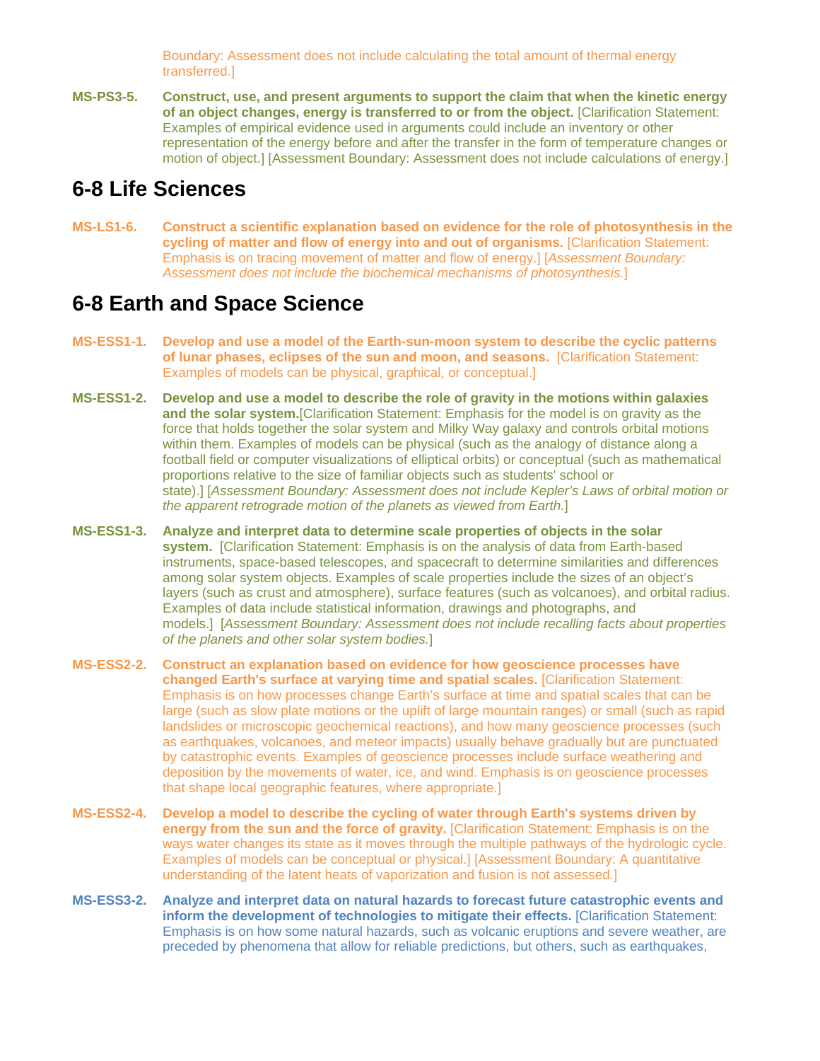Boundary: Assessment does not include calculating the total amount of thermal energy transferred.]

**MS-PS3-5.** **Construct, use, and present arguments to support the claim that when the kinetic energy of an object changes, energy is transferred to or from the object.** [Clarification Statement: Examples of empirical evidence used in arguments could include an inventory or other representation of the energy before and after the transfer in the form of temperature changes or motion of object.] [Assessment Boundary: Assessment does not include calculations of energy.]

## 6-8 Life Sciences

**MS-LS1-6.** **Construct a scientific explanation based on evidence for the role of photosynthesis in the cycling of matter and flow of energy into and out of organisms.** [Clarification Statement: Emphasis is on tracing movement of matter and flow of energy.] [*Assessment Boundary: Assessment does not include the biochemical mechanisms of photosynthesis.*]

## 6-8 Earth and Space Science

**MS-ESS1-1.** **Develop and use a model of the Earth-sun-moon system to describe the cyclic patterns of lunar phases, eclipses of the sun and moon, and seasons.** [Clarification Statement: Examples of models can be physical, graphical, or conceptual.]

**MS-ESS1-2.** **Develop and use a model to describe the role of gravity in the motions within galaxies and the solar system.**[Clarification Statement: Emphasis for the model is on gravity as the force that holds together the solar system and Milky Way galaxy and controls orbital motions within them. Examples of models can be physical (such as the analogy of distance along a football field or computer visualizations of elliptical orbits) or conceptual (such as mathematical proportions relative to the size of familiar objects such as students' school or state).] [*Assessment Boundary: Assessment does not include Kepler's Laws of orbital motion or the apparent retrograde motion of the planets as viewed from Earth.*]

**MS-ESS1-3.** **Analyze and interpret data to determine scale properties of objects in the solar system.** [Clarification Statement: Emphasis is on the analysis of data from Earth-based instruments, space-based telescopes, and spacecraft to determine similarities and differences among solar system objects. Examples of scale properties include the sizes of an object's layers (such as crust and atmosphere), surface features (such as volcanoes), and orbital radius. Examples of data include statistical information, drawings and photographs, and models.] [*Assessment Boundary: Assessment does not include recalling facts about properties of the planets and other solar system bodies.*]

**MS-ESS2-2.** **Construct an explanation based on evidence for how geoscience processes have changed Earth's surface at varying time and spatial scales.** [Clarification Statement: Emphasis is on how processes change Earth's surface at time and spatial scales that can be large (such as slow plate motions or the uplift of large mountain ranges) or small (such as rapid landslides or microscopic geochemical reactions), and how many geoscience processes (such as earthquakes, volcanoes, and meteor impacts) usually behave gradually but are punctuated by catastrophic events. Examples of geoscience processes include surface weathering and deposition by the movements of water, ice, and wind. Emphasis is on geoscience processes that shape local geographic features, where appropriate.]

**MS-ESS2-4.** **Develop a model to describe the cycling of water through Earth's systems driven by energy from the sun and the force of gravity.** [Clarification Statement: Emphasis is on the ways water changes its state as it moves through the multiple pathways of the hydrologic cycle. Examples of models can be conceptual or physical.] [Assessment Boundary: A quantitative understanding of the latent heats of vaporization and fusion is not assessed.]

**MS-ESS3-2.** **Analyze and interpret data on natural hazards to forecast future catastrophic events and inform the development of technologies to mitigate their effects.** [Clarification Statement: Emphasis is on how some natural hazards, such as volcanic eruptions and severe weather, are preceded by phenomena that allow for reliable predictions, but others, such as earthquakes,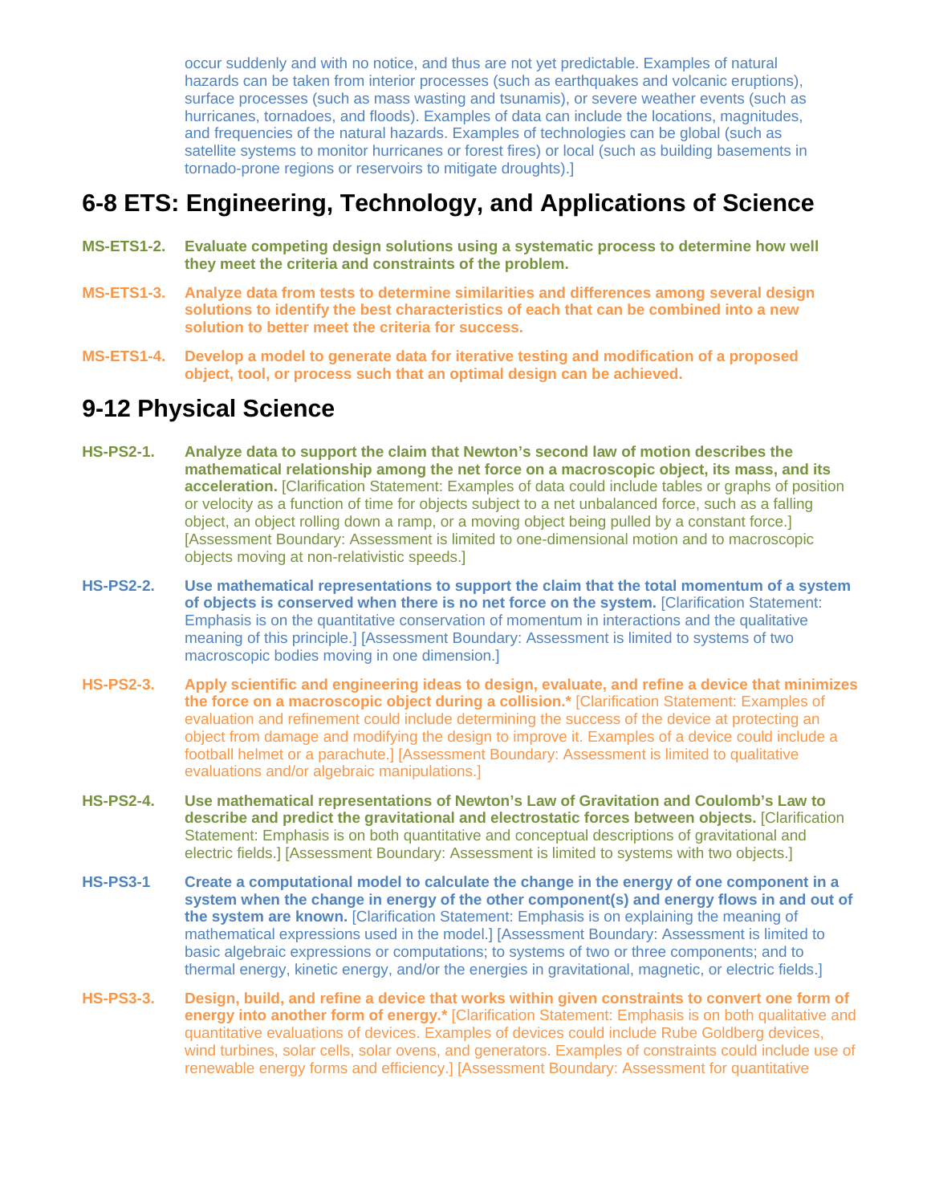occur suddenly and with no notice, and thus are not yet predictable. Examples of natural hazards can be taken from interior processes (such as earthquakes and volcanic eruptions), surface processes (such as mass wasting and tsunamis), or severe weather events (such as hurricanes, tornadoes, and floods). Examples of data can include the locations, magnitudes, and frequencies of the natural hazards. Examples of technologies can be global (such as satellite systems to monitor hurricanes or forest fires) or local (such as building basements in tornado-prone regions or reservoirs to mitigate droughts).]

## 6-8 ETS: Engineering, Technology, and Applications of Science

**MS-ETS1-2.** **Evaluate competing design solutions using a systematic process to determine how well they meet the criteria and constraints of the problem.**

**MS-ETS1-3.** **Analyze data from tests to determine similarities and differences among several design solutions to identify the best characteristics of each that can be combined into a new solution to better meet the criteria for success.**

**MS-ETS1-4.** **Develop a model to generate data for iterative testing and modification of a proposed object, tool, or process such that an optimal design can be achieved.**

## 9-12 Physical Science

**HS-PS2-1.** **Analyze data to support the claim that Newton's second law of motion describes the mathematical relationship among the net force on a macroscopic object, its mass, and its acceleration.** [Clarification Statement: Examples of data could include tables or graphs of position or velocity as a function of time for objects subject to a net unbalanced force, such as a falling object, an object rolling down a ramp, or a moving object being pulled by a constant force.] [Assessment Boundary: Assessment is limited to one-dimensional motion and to macroscopic objects moving at non-relativistic speeds.]

**HS-PS2-2.** **Use mathematical representations to support the claim that the total momentum of a system of objects is conserved when there is no net force on the system.** [Clarification Statement: Emphasis is on the quantitative conservation of momentum in interactions and the qualitative meaning of this principle.] [Assessment Boundary: Assessment is limited to systems of two macroscopic bodies moving in one dimension.]

**HS-PS2-3.** **Apply scientific and engineering ideas to design, evaluate, and refine a device that minimizes the force on a macroscopic object during a collision.*** [Clarification Statement: Examples of evaluation and refinement could include determining the success of the device at protecting an object from damage and modifying the design to improve it. Examples of a device could include a football helmet or a parachute.] [Assessment Boundary: Assessment is limited to qualitative evaluations and/or algebraic manipulations.]

**HS-PS2-4.** **Use mathematical representations of Newton's Law of Gravitation and Coulomb's Law to describe and predict the gravitational and electrostatic forces between objects.** [Clarification Statement: Emphasis is on both quantitative and conceptual descriptions of gravitational and electric fields.] [Assessment Boundary: Assessment is limited to systems with two objects.]

**HS-PS3-1** **Create a computational model to calculate the change in the energy of one component in a system when the change in energy of the other component(s) and energy flows in and out of the system are known.** [Clarification Statement: Emphasis is on explaining the meaning of mathematical expressions used in the model.] [Assessment Boundary: Assessment is limited to basic algebraic expressions or computations; to systems of two or three components; and to thermal energy, kinetic energy, and/or the energies in gravitational, magnetic, or electric fields.]

**HS-PS3-3.** **Design, build, and refine a device that works within given constraints to convert one form of energy into another form of energy.*** [Clarification Statement: Emphasis is on both qualitative and quantitative evaluations of devices. Examples of devices could include Rube Goldberg devices, wind turbines, solar cells, solar ovens, and generators. Examples of constraints could include use of renewable energy forms and efficiency.] [Assessment Boundary: Assessment for quantitative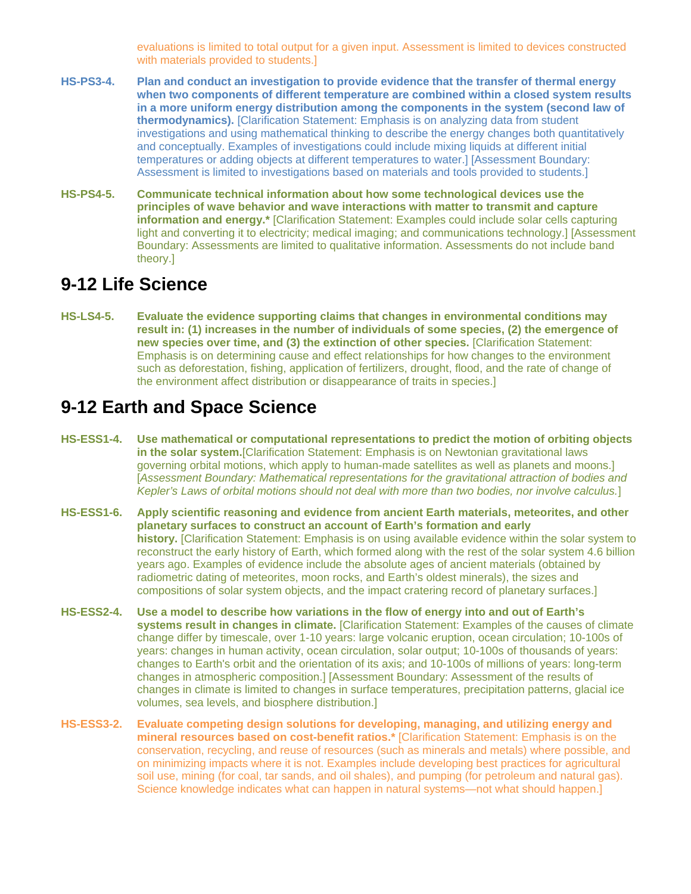evaluations is limited to total output for a given input. Assessment is limited to devices constructed with materials provided to students.]

**HS-PS3-4.** **Plan and conduct an investigation to provide evidence that the transfer of thermal energy when two components of different temperature are combined within a closed system results in a more uniform energy distribution among the components in the system (second law of thermodynamics).** [Clarification Statement: Emphasis is on analyzing data from student investigations and using mathematical thinking to describe the energy changes both quantitatively and conceptually. Examples of investigations could include mixing liquids at different initial temperatures or adding objects at different temperatures to water.] [Assessment Boundary: Assessment is limited to investigations based on materials and tools provided to students.]

**HS-PS4-5.** **Communicate technical information about how some technological devices use the principles of wave behavior and wave interactions with matter to transmit and capture information and energy.*** [Clarification Statement: Examples could include solar cells capturing light and converting it to electricity; medical imaging; and communications technology.] [Assessment Boundary: Assessments are limited to qualitative information. Assessments do not include band theory.]

## 9-12 Life Science

**HS-LS4-5.** **Evaluate the evidence supporting claims that changes in environmental conditions may result in: (1) increases in the number of individuals of some species, (2) the emergence of new species over time, and (3) the extinction of other species.** [Clarification Statement: Emphasis is on determining cause and effect relationships for how changes to the environment such as deforestation, fishing, application of fertilizers, drought, flood, and the rate of change of the environment affect distribution or disappearance of traits in species.]

## 9-12 Earth and Space Science

**HS-ESS1-4.** **Use mathematical or computational representations to predict the motion of orbiting objects in the solar system.**[Clarification Statement: Emphasis is on Newtonian gravitational laws governing orbital motions, which apply to human-made satellites as well as planets and moons.] [*Assessment Boundary: Mathematical representations for the gravitational attraction of bodies and Kepler's Laws of orbital motions should not deal with more than two bodies, nor involve calculus.*]

**HS-ESS1-6.** **Apply scientific reasoning and evidence from ancient Earth materials, meteorites, and other planetary surfaces to construct an account of Earth's formation and early history.** [Clarification Statement: Emphasis is on using available evidence within the solar system to reconstruct the early history of Earth, which formed along with the rest of the solar system 4.6 billion years ago. Examples of evidence include the absolute ages of ancient materials (obtained by radiometric dating of meteorites, moon rocks, and Earth's oldest minerals), the sizes and compositions of solar system objects, and the impact cratering record of planetary surfaces.]

**HS-ESS2-4.** **Use a model to describe how variations in the flow of energy into and out of Earth's systems result in changes in climate.** [Clarification Statement: Examples of the causes of climate change differ by timescale, over 1-10 years: large volcanic eruption, ocean circulation; 10-100s of years: changes in human activity, ocean circulation, solar output; 10-100s of thousands of years: changes to Earth's orbit and the orientation of its axis; and 10-100s of millions of years: long-term changes in atmospheric composition.] [Assessment Boundary: Assessment of the results of changes in climate is limited to changes in surface temperatures, precipitation patterns, glacial ice volumes, sea levels, and biosphere distribution.]

**HS-ESS3-2.** **Evaluate competing design solutions for developing, managing, and utilizing energy and mineral resources based on cost-benefit ratios.*** [Clarification Statement: Emphasis is on the conservation, recycling, and reuse of resources (such as minerals and metals) where possible, and on minimizing impacts where it is not. Examples include developing best practices for agricultural soil use, mining (for coal, tar sands, and oil shales), and pumping (for petroleum and natural gas). Science knowledge indicates what can happen in natural systems—not what should happen.]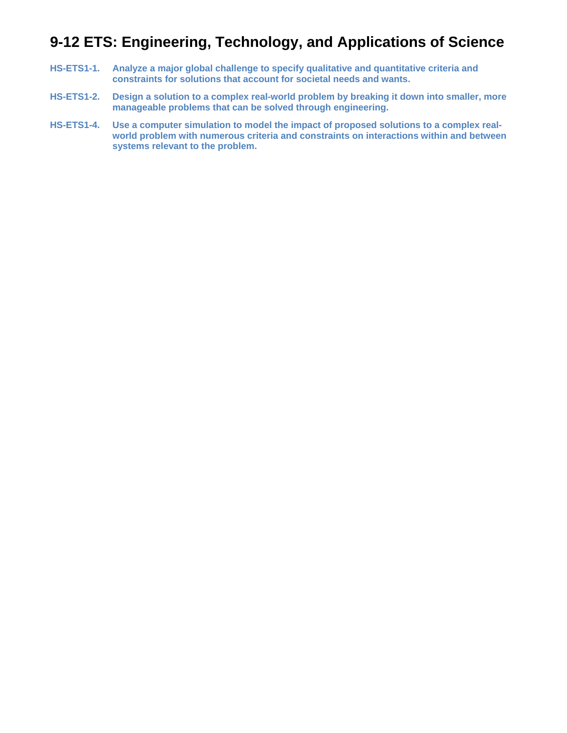# 9-12 ETS: Engineering, Technology, and Applications of Science

**HS-ETS1-1.** **Analyze a major global challenge to specify qualitative and quantitative criteria and constraints for solutions that account for societal needs and wants.**

**HS-ETS1-2.** **Design a solution to a complex real-world problem by breaking it down into smaller, more manageable problems that can be solved through engineering.**

**HS-ETS1-4.** **Use a computer simulation to model the impact of proposed solutions to a complex real-world problem with numerous criteria and constraints on interactions within and between systems relevant to the problem.**